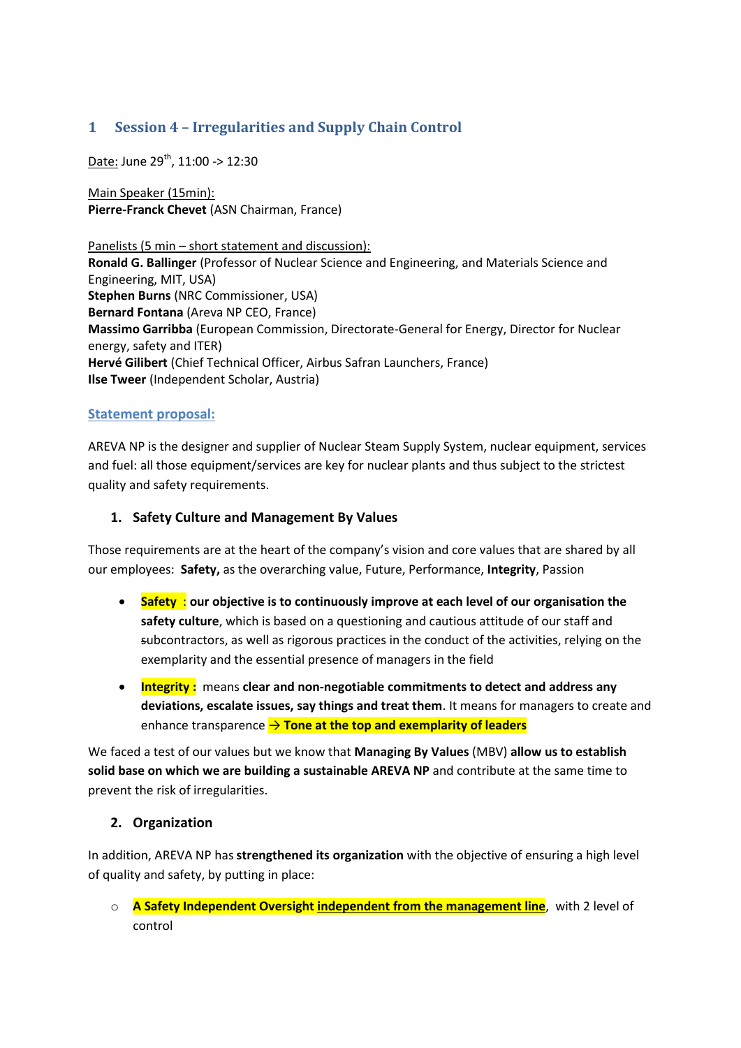# 1 Session 4 – Irregularities and Supply Chain Control

Date: June 29th, 11:00 -> 12:30

Main Speaker (15min):
**Pierre-Franck Chevet** (ASN Chairman, France)

Panelists (5 min – short statement and discussion):
**Ronald G. Ballinger** (Professor of Nuclear Science and Engineering, and Materials Science and Engineering, MIT, USA)
**Stephen Burns** (NRC Commissioner, USA)
**Bernard Fontana** (Areva NP CEO, France)
**Massimo Garribba** (European Commission, Directorate-General for Energy, Director for Nuclear energy, safety and ITER)
**Hervé Gilibert** (Chief Technical Officer, Airbus Safran Launchers, France)
**Ilse Tweer** (Independent Scholar, Austria)

**Statement proposal:**

AREVA NP is the designer and supplier of Nuclear Steam Supply System, nuclear equipment, services and fuel: all those equipment/services are key for nuclear plants and thus subject to the strictest quality and safety requirements.

### 1. Safety Culture and Management By Values

Those requirements are at the heart of the company's vision and core values that are shared by all our employees: **Safety,** as the overarching value, Future, Performance, **Integrity**, Passion

- **Safety** : **our objective is to continuously improve at each level of our organisation the safety culture**, which is based on a questioning and cautious attitude of our staff and subcontractors, as well as rigorous practices in the conduct of the activities, relying on the exemplarity and the essential presence of managers in the field
- **Integrity :** means **clear and non-negotiable commitments to detect and address any deviations, escalate issues, say things and treat them**. It means for managers to create and enhance transparence **→ Tone at the top and exemplarity of leaders**

We faced a test of our values but we know that **Managing By Values** (MBV) **allow us to establish solid base on which we are building a sustainable AREVA NP** and contribute at the same time to prevent the risk of irregularities.

### 2. Organization

In addition, AREVA NP has **strengthened its organization** with the objective of ensuring a high level of quality and safety, by putting in place:

- **A Safety Independent Oversight independent from the management line**, with 2 level of control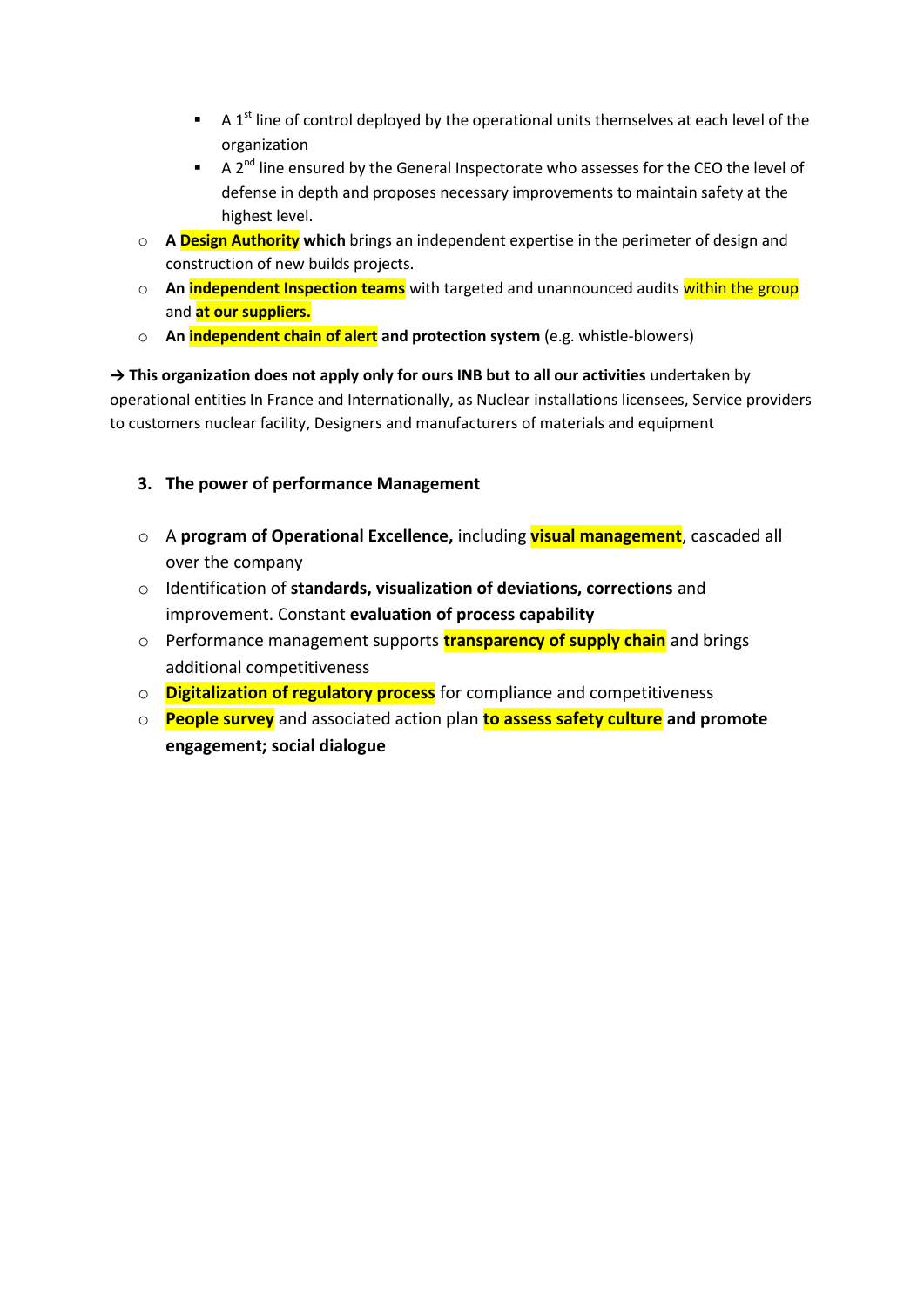- A 1st line of control deployed by the operational units themselves at each level of the organization
    - A 2nd line ensured by the General Inspectorate who assesses for the CEO the level of defense in depth and proposes necessary improvements to maintain safety at the highest level.
- **A Design Authority which** brings an independent expertise in the perimeter of design and construction of new builds projects.
- **An independent Inspection teams** with targeted and unannounced audits within the group and **at our suppliers.**
- **An independent chain of alert and protection system** (e.g. whistle-blowers)

**→ This organization does not apply only for ours INB but to all our activities** undertaken by operational entities In France and Internationally, as Nuclear installations licensees, Service providers to customers nuclear facility, Designers and manufacturers of materials and equipment

### 3. The power of performance Management

- A **program of Operational Excellence,** including **visual management**, cascaded all over the company
- Identification of **standards, visualization of deviations, corrections** and improvement. Constant **evaluation of process capability**
- Performance management supports **transparency of supply chain** and brings additional competitiveness
- **Digitalization of regulatory process** for compliance and competitiveness
- **People survey** and associated action plan **to assess safety culture and promote engagement; social dialogue**